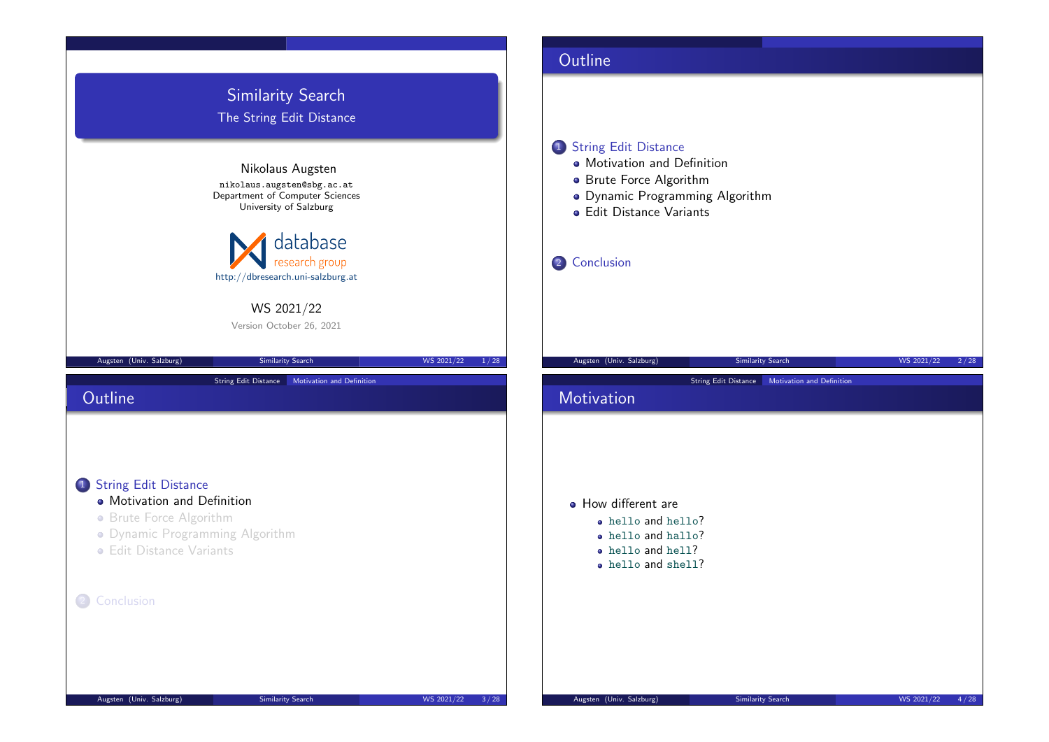# Similarity Search

## The String Edit Distance

Nikolaus Augsten

nikolaus.augsten@sbg.ac.at

Department of Computer Sciences

University of Salzburg

database research group

http://dbresearch.uni-salzburg.at

WS 2021/22

Version October 26, 2021

## Outline

1. String Edit Distance
   - Motivation and Definition
   - Brute Force Algorithm
   - Dynamic Programming Algorithm
   - Edit Distance Variants
2. Conclusion

## Outline

1. String Edit Distance
   - Motivation and Definition
   - Brute Force Algorithm
   - Dynamic Programming Algorithm
   - Edit Distance Variants
2. Conclusion

## Motivation

- How different are
  - `hello` and `hello`?
  - `hello` and `hallo`?
  - `hello` and `hell`?
  - `hello` and `shell`?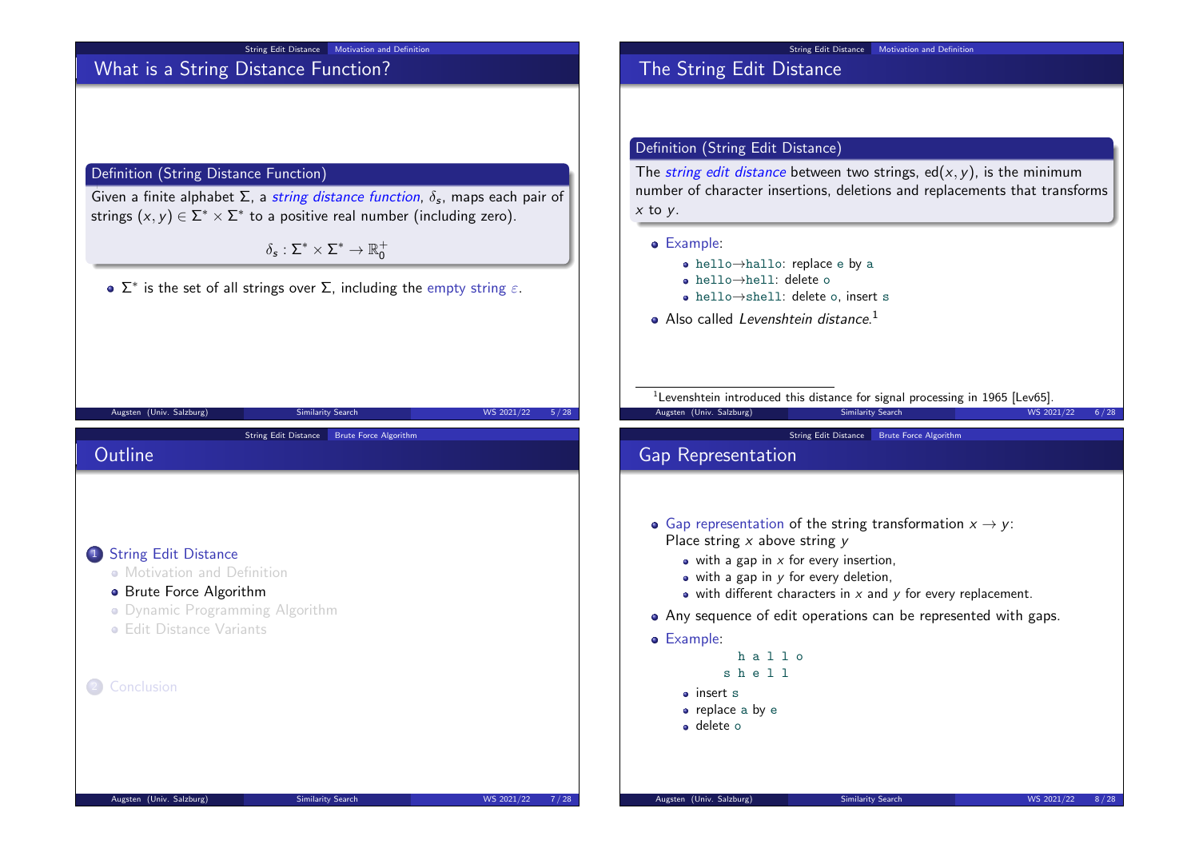## What is a String Distance Function?

**Definition (String Distance Function)**

Given a finite alphabet $\Sigma$, a *string distance function*, $\delta_s$, maps each pair of strings $(x, y) \in \Sigma^* \times \Sigma^*$ to a positive real number (including zero).

$$\delta_s : \Sigma^* \times \Sigma^* \to \mathbb{R}_0^+$$

- $\Sigma^*$ is the set of all strings over $\Sigma$, including the empty string $\varepsilon$.

## The String Edit Distance

**Definition (String Edit Distance)**

The *string edit distance* between two strings, $\text{ed}(x, y)$, is the minimum number of character insertions, deletions and replacements that transforms $x$ to $y$.

- Example:
  - `hello`→`hallo`: replace `e` by `a`
  - `hello`→`hell`: delete `o`
  - `hello`→`shell`: delete `o`, insert `s`
- Also called *Levenshtein distance*.[1]

[1] Levenshtein introduced this distance for signal processing in 1965 [Lev65].

## Outline

1. String Edit Distance
   - Motivation and Definition
   - Brute Force Algorithm
   - Dynamic Programming Algorithm
   - Edit Distance Variants
2. Conclusion

## Gap Representation

- Gap representation of the string transformation $x \to y$:
  Place string $x$ above string $y$
  - with a gap in $x$ for every insertion,
  - with a gap in $y$ for every deletion,
  - with different characters in $x$ and $y$ for every replacement.
- Any sequence of edit operations can be represented with gaps.
- Example:

```
  h a l l o
s h e l l
```

  - insert `s`
  - replace `a` by `e`
  - delete `o`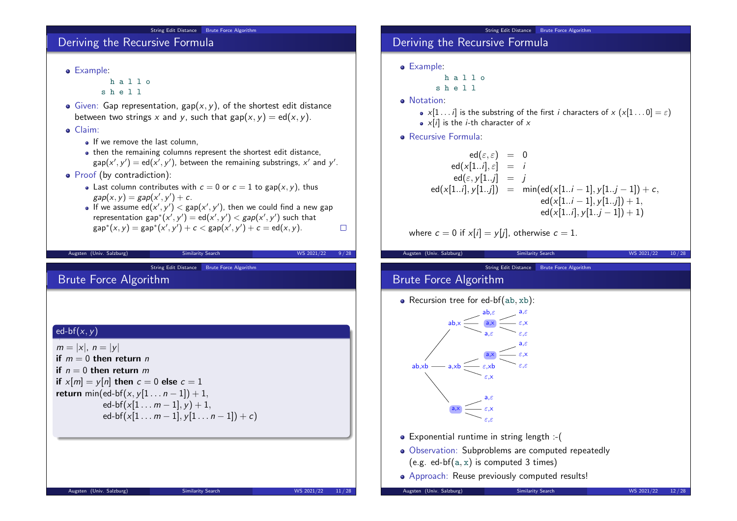## Deriving the Recursive Formula

- Example:

```
  h a l l o
s h e l l
```

- Given: Gap representation, $\text{gap}(x, y)$, of the shortest edit distance between two strings $x$ and $y$, such that $\text{gap}(x, y) = \text{ed}(x, y)$.
- Claim:
  - If we remove the last column,
  - then the remaining columns represent the shortest edit distance, $\text{gap}(x', y') = \text{ed}(x', y')$, between the remaining substrings, $x'$ and $y'$.
- Proof (by contradiction):
  - Last column contributes with $c = 0$ or $c = 1$ to $\text{gap}(x, y)$, thus $gap(x, y) = gap(x', y') + c$.
  - If we assume $\text{ed}(x', y') < \text{gap}(x', y')$, then we could find a new gap representation $\text{gap}^*(x', y') = \text{ed}(x', y') < gap(x', y')$ such that $\text{gap}^*(x, y) = \text{gap}^*(x', y') + c < \text{gap}(x', y') + c = \text{ed}(x, y)$. □

## Deriving the Recursive Formula

- Example:

```
  h a l l o
s h e l l
```

- Notation:
  - $x[1 \ldots i]$ is the substring of the first $i$ characters of $x$ ($x[1 \ldots 0] = \varepsilon$)
  - $x[i]$ is the $i$-th character of $x$
- Recursive Formula:

$$
\begin{aligned}
\text{ed}(\varepsilon, \varepsilon) &= 0 \\
\text{ed}(x[1..i], \varepsilon] &= i \\
\text{ed}(\varepsilon, y[1..j] &= j \\
\text{ed}(x[1..i], y[1..j]) &= \min(\text{ed}(x[1..i-1], y[1..j-1]) + c, \\
&\qquad\quad \text{ed}(x[1..i-1], y[1..j]) + 1, \\
&\qquad\quad \text{ed}(x[1..i], y[1..j-1]) + 1)
\end{aligned}
$$

where $c = 0$ if $x[i] = y[j]$, otherwise $c = 1$.

## Brute Force Algorithm

**ed-bf$(x, y)$**

$m = |x|$, $n = |y|$
**if** $m = 0$ **then return** $n$
**if** $n = 0$ **then return** $m$
**if** $x[m] = y[n]$ **then** $c = 0$ **else** $c = 1$
**return** $\min(\text{ed-bf}(x, y[1 \ldots n-1]) + 1,$
$\qquad \text{ed-bf}(x[1 \ldots m-1], y) + 1,$
$\qquad \text{ed-bf}(x[1 \ldots m-1], y[1 \ldots n-1]) + c)$

## Brute Force Algorithm

- Recursion tree for ed-bf(ab, xb):

```
ab,xb
├── ab,x
│   ├── ab,ε
│   ├── a,x
│   │   ├── a,ε
│   │   ├── ε,x
│   │   └── ε,ε
│   └── a,ε
├── a,xb
│   ├── a,x
│   │   ├── a,ε
│   │   ├── ε,x
│   │   └── ε,ε
│   ├── ε,xb
│   └── ε,x
└── a,x
    ├── a,ε
    ├── ε,x
    └── ε,ε
```

- Exponential runtime in string length :-(
- Observation: Subproblems are computed repeatedly (e.g. ed-bf(a, x) is computed 3 times)
- Approach: Reuse previously computed results!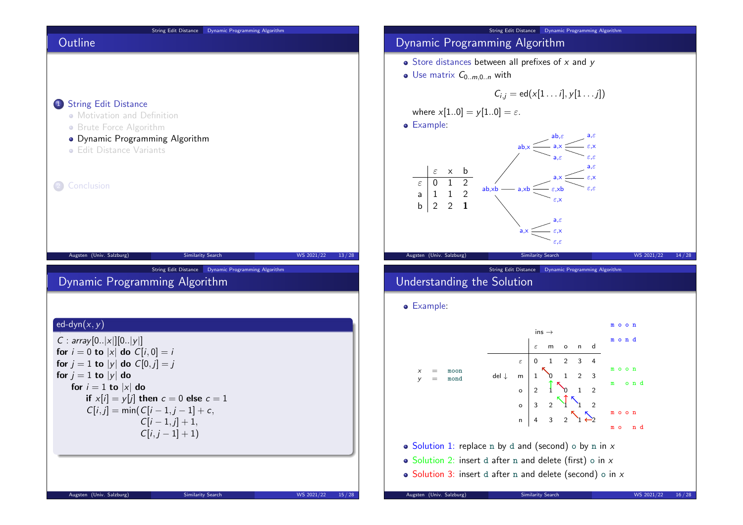## Outline

1. String Edit Distance
   - Motivation and Definition
   - Brute Force Algorithm
   - Dynamic Programming Algorithm
   - Edit Distance Variants
2. Conclusion

## Dynamic Programming Algorithm

- Store distances between all prefixes of $x$ and $y$
- Use matrix $C_{0..m,0..n}$ with

$$C_{i,j} = \text{ed}(x[1 \dots i], y[1 \dots j])$$

where $x[1..0] = y[1..0] = \varepsilon$.

- Example:

|  | $\varepsilon$ | x | b |
|---|---|---|---|
| $\varepsilon$ | 0 | 1 | 2 |
| a | 1 | 1 | 2 |
| b | 2 | 2 | **1** |

ab,xb — ab,x — ab,$\varepsilon$ / a,x / a,$\varepsilon$ ; a,x — a,$\varepsilon$ / $\varepsilon$,x / $\varepsilon$,$\varepsilon$

ab,xb — a,xb — a,x / $\varepsilon$,xb / $\varepsilon$,x ; a,x — a,$\varepsilon$ / $\varepsilon$,x / $\varepsilon$,$\varepsilon$

ab,xb — a,x — a,$\varepsilon$ / $\varepsilon$,x / $\varepsilon$,$\varepsilon$

## Dynamic Programming Algorithm

```
ed-dyn(x, y)
C : array[0..|x|][0..|y|]
for i = 0 to |x| do C[i, 0] = i
for j = 1 to |y| do C[0, j] = j
for j = 1 to |y| do
    for i = 1 to |x| do
        if x[i] = y[j] then c = 0 else c = 1
        C[i, j] = min(C[i − 1, j − 1] + c,
                      C[i − 1, j] + 1,
                      C[i, j − 1] + 1)
```

## Understanding the Solution

- Example:

$x$ = moon
$y$ = mond

ins →, del ↓

|  | $\varepsilon$ | m | o | n | d |
|---|---|---|---|---|---|
| $\varepsilon$ | 0 | 1 | 2 | 3 | 4 |
| m | 1 | 0 | 1 | 2 | 3 |
| o | 2 | 1 | 0 | 1 | 2 |
| o | 3 | 2 | 1 | 1 | 2 |
| n | 4 | 3 | 2 | 1 | 2 |

```
m o o n
m o n d

m o o n
m   o n d

m o o n
m o   n d
```

- Solution 1: replace n by d and (second) o by n in $x$
- Solution 2: insert d after n and delete (first) o in $x$
- Solution 3: insert d after n and delete (second) o in $x$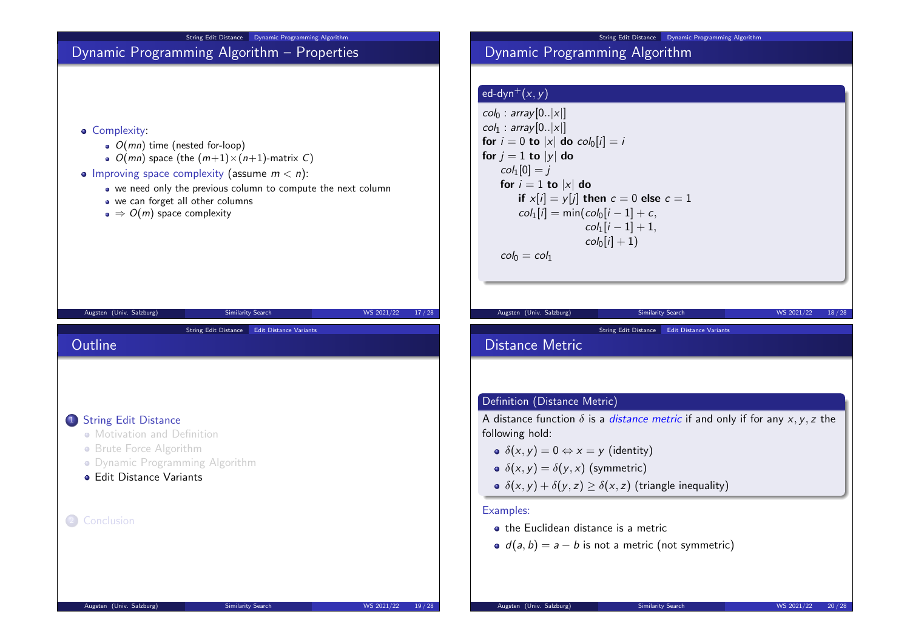## Dynamic Programming Algorithm – Properties

- Complexity:
  - $O(mn)$ time (nested for-loop)
  - $O(mn)$ space (the $(m+1)\times(n+1)$-matrix $C$)
- Improving space complexity (assume $m < n$):
  - we need only the previous column to compute the next column
  - we can forget all other columns
  - $\Rightarrow O(m)$ space complexity

## Dynamic Programming Algorithm

**ed-dyn$^+(x, y)$**

$col_0$ : $array[0..|x|]$
$col_1$ : $array[0..|x|]$
**for** $i = 0$ **to** $|x|$ **do** $col_0[i] = i$
**for** $j = 1$ **to** $|y|$ **do**
    $col_1[0] = j$
    **for** $i = 1$ **to** $|x|$ **do**
        **if** $x[i] = y[j]$ **then** $c = 0$ **else** $c = 1$
        $col_1[i] = \min(col_0[i-1] + c,$
                    $col_1[i-1] + 1,$
                    $col_0[i] + 1)$
    $col_0 = col_1$

## Outline

1. String Edit Distance
   - Motivation and Definition
   - Brute Force Algorithm
   - Dynamic Programming Algorithm
   - Edit Distance Variants
2. Conclusion

## Distance Metric

**Definition (Distance Metric)**

A distance function $\delta$ is a *distance metric* if and only if for any $x, y, z$ the following hold:

- $\delta(x, y) = 0 \Leftrightarrow x = y$ (identity)
- $\delta(x, y) = \delta(y, x)$ (symmetric)
- $\delta(x, y) + \delta(y, z) \geq \delta(x, z)$ (triangle inequality)

Examples:

- the Euclidean distance is a metric
- $d(a, b) = a - b$ is not a metric (not symmetric)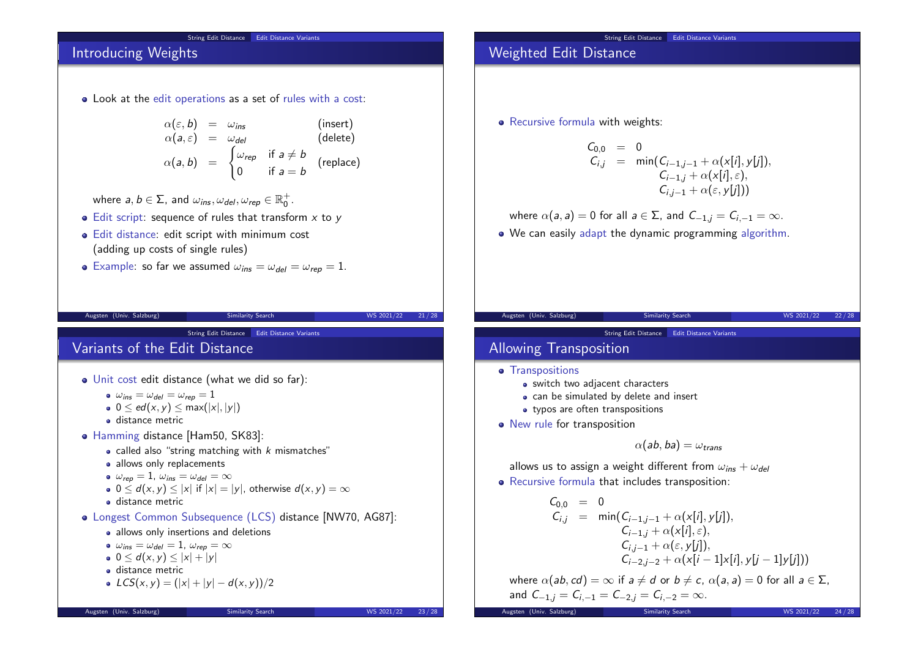## Introducing Weights

- Look at the edit operations as a set of rules with a cost:

$$
\begin{array}{lcll}
\alpha(\varepsilon, b) & = & \omega_{ins} & \text{(insert)} \\
\alpha(a, \varepsilon) & = & \omega_{del} & \text{(delete)} \\
\alpha(a, b) & = & \begin{cases} \omega_{rep} & \text{if } a \neq b \\ 0 & \text{if } a = b \end{cases} & \text{(replace)}
\end{array}
$$

  where $a, b \in \Sigma$, and $\omega_{ins}, \omega_{del}, \omega_{rep} \in \mathbb{R}_0^+$.
- Edit script: sequence of rules that transform $x$ to $y$
- Edit distance: edit script with minimum cost (adding up costs of single rules)
- Example: so far we assumed $\omega_{ins} = \omega_{del} = \omega_{rep} = 1$.

## Weighted Edit Distance

- Recursive formula with weights:

$$
\begin{array}{lcl}
C_{0,0} & = & 0 \\
C_{i,j} & = & \min(C_{i-1,j-1} + \alpha(x[i], y[j]), \\
& & \quad C_{i-1,j} + \alpha(x[i], \varepsilon), \\
& & \quad C_{i,j-1} + \alpha(\varepsilon, y[j]))
\end{array}
$$

  where $\alpha(a, a) = 0$ for all $a \in \Sigma$, and $C_{-1,j} = C_{i,-1} = \infty$.
- We can easily adapt the dynamic programming algorithm.

## Variants of the Edit Distance

- Unit cost edit distance (what we did so far):
  - $\omega_{ins} = \omega_{del} = \omega_{rep} = 1$
  - $0 \leq ed(x, y) \leq \max(|x|, |y|)$
  - distance metric
- Hamming distance [Ham50, SK83]:
  - called also "string matching with $k$ mismatches"
  - allows only replacements
  - $\omega_{rep} = 1$, $\omega_{ins} = \omega_{del} = \infty$
  - $0 \leq d(x, y) \leq |x|$ if $|x| = |y|$, otherwise $d(x, y) = \infty$
  - distance metric
- Longest Common Subsequence (LCS) distance [NW70, AG87]:
  - allows only insertions and deletions
  - $\omega_{ins} = \omega_{del} = 1$, $\omega_{rep} = \infty$
  - $0 \leq d(x, y) \leq |x| + |y|$
  - distance metric
  - $LCS(x, y) = (|x| + |y| - d(x, y))/2$

## Allowing Transposition

- Transpositions
  - switch two adjacent characters
  - can be simulated by delete and insert
  - typos are often transpositions
- New rule for transposition

$$\alpha(ab, ba) = \omega_{trans}$$

  allows us to assign a weight different from $\omega_{ins} + \omega_{del}$
- Recursive formula that includes transposition:

$$
\begin{array}{lcl}
C_{0,0} & = & 0 \\
C_{i,j} & = & \min(C_{i-1,j-1} + \alpha(x[i], y[j]), \\
& & \quad C_{i-1,j} + \alpha(x[i], \varepsilon), \\
& & \quad C_{i,j-1} + \alpha(\varepsilon, y[j]), \\
& & \quad C_{i-2,j-2} + \alpha(x[i-1]x[i], y[j-1]y[j]))
\end{array}
$$

  where $\alpha(ab, cd) = \infty$ if $a \neq d$ or $b \neq c$, $\alpha(a, a) = 0$ for all $a \in \Sigma$, and $C_{-1,j} = C_{i,-1} = C_{-2,j} = C_{i,-2} = \infty$.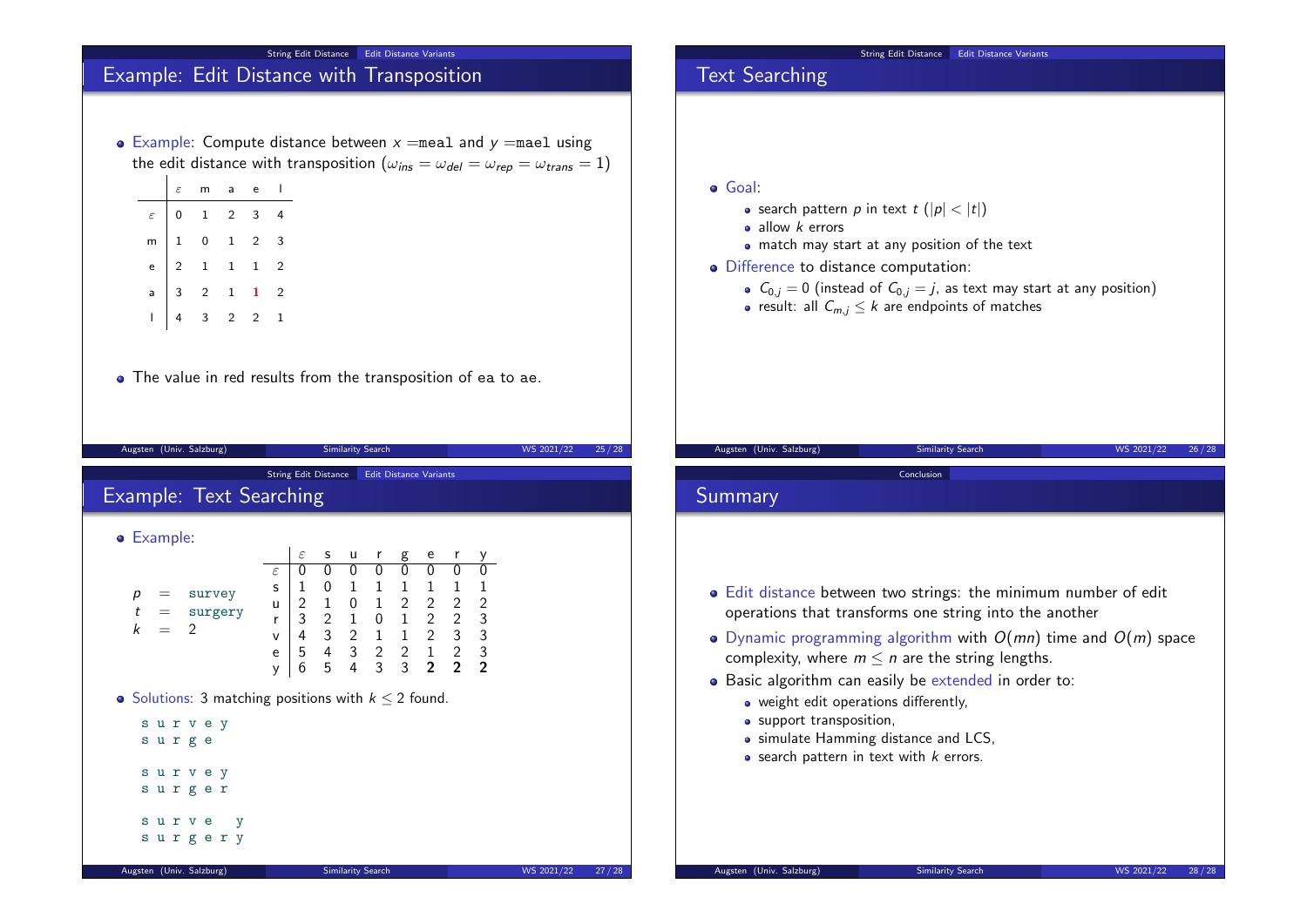## Example: Edit Distance with Transposition

- Example: Compute distance between $x$ = `meal` and $y$ = `mael` using the edit distance with transposition ($\omega_{ins} = \omega_{del} = \omega_{rep} = \omega_{trans} = 1$)

| | $\varepsilon$ | m | a | e | l |
|---|---|---|---|---|---|
| $\varepsilon$ | 0 | 1 | 2 | 3 | 4 |
| m | 1 | 0 | 1 | 2 | 3 |
| e | 2 | 1 | 1 | 1 | 2 |
| a | 3 | 2 | 1 | **1** | 2 |
| l | 4 | 3 | 2 | 2 | 1 |

- The value in red results from the transposition of `ea` to `ae`.

## Text Searching

- Goal:
  - search pattern $p$ in text $t$ ($|p| < |t|$)
  - allow $k$ errors
  - match may start at any position of the text
- Difference to distance computation:
  - $C_{0,j} = 0$ (instead of $C_{0,j} = j$, as text may start at any position)
  - result: all $C_{m,j} \leq k$ are endpoints of matches

## Example: Text Searching

- Example:

$p$ = `survey`
$t$ = `surgery`
$k$ = 2

| | $\varepsilon$ | s | u | r | g | e | r | y |
|---|---|---|---|---|---|---|---|---|
| $\varepsilon$ | 0 | 0 | 0 | 0 | 0 | 0 | 0 | 0 |
| s | 1 | 0 | 1 | 1 | 1 | 1 | 1 | 1 |
| u | 2 | 1 | 0 | 1 | 2 | 2 | 2 | 2 |
| r | 3 | 2 | 1 | 0 | 1 | 2 | 2 | 3 |
| v | 4 | 3 | 2 | 1 | 1 | 2 | 3 | 3 |
| e | 5 | 4 | 3 | 2 | 2 | 1 | 2 | 3 |
| y | 6 | 5 | 4 | 3 | 3 | **2** | **2** | **2** |

- Solutions: 3 matching positions with $k \leq 2$ found.

```
s u r v e y
s u r g e

s u r v e y
s u r g e r

s u r v e   y
s u r g e r y
```

## Summary

- Edit distance between two strings: the minimum number of edit operations that transforms one string into the another
- Dynamic programming algorithm with $O(mn)$ time and $O(m)$ space complexity, where $m \leq n$ are the string lengths.
- Basic algorithm can easily be extended in order to:
  - weight edit operations differently,
  - support transposition,
  - simulate Hamming distance and LCS,
  - search pattern in text with $k$ errors.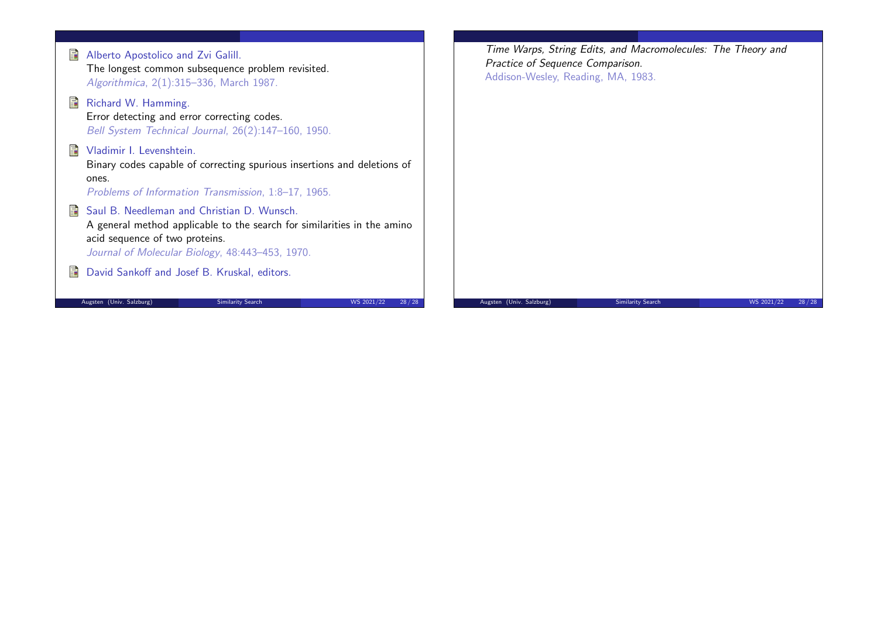- Alberto Apostolico and Zvi Galill.
  The longest common subsequence problem revisited.
  *Algorithmica*, 2(1):315–336, March 1987.

- Richard W. Hamming.
  Error detecting and error correcting codes.
  *Bell System Technical Journal*, 26(2):147–160, 1950.

- Vladimir I. Levenshtein.
  Binary codes capable of correcting spurious insertions and deletions of ones.
  *Problems of Information Transmission*, 1:8–17, 1965.

- Saul B. Needleman and Christian D. Wunsch.
  A general method applicable to the search for similarities in the amino acid sequence of two proteins.
  *Journal of Molecular Biology*, 48:443–453, 1970.

- David Sankoff and Josef B. Kruskal, editors.
  *Time Warps, String Edits, and Macromolecules: The Theory and Practice of Sequence Comparison.*
  Addison-Wesley, Reading, MA, 1983.